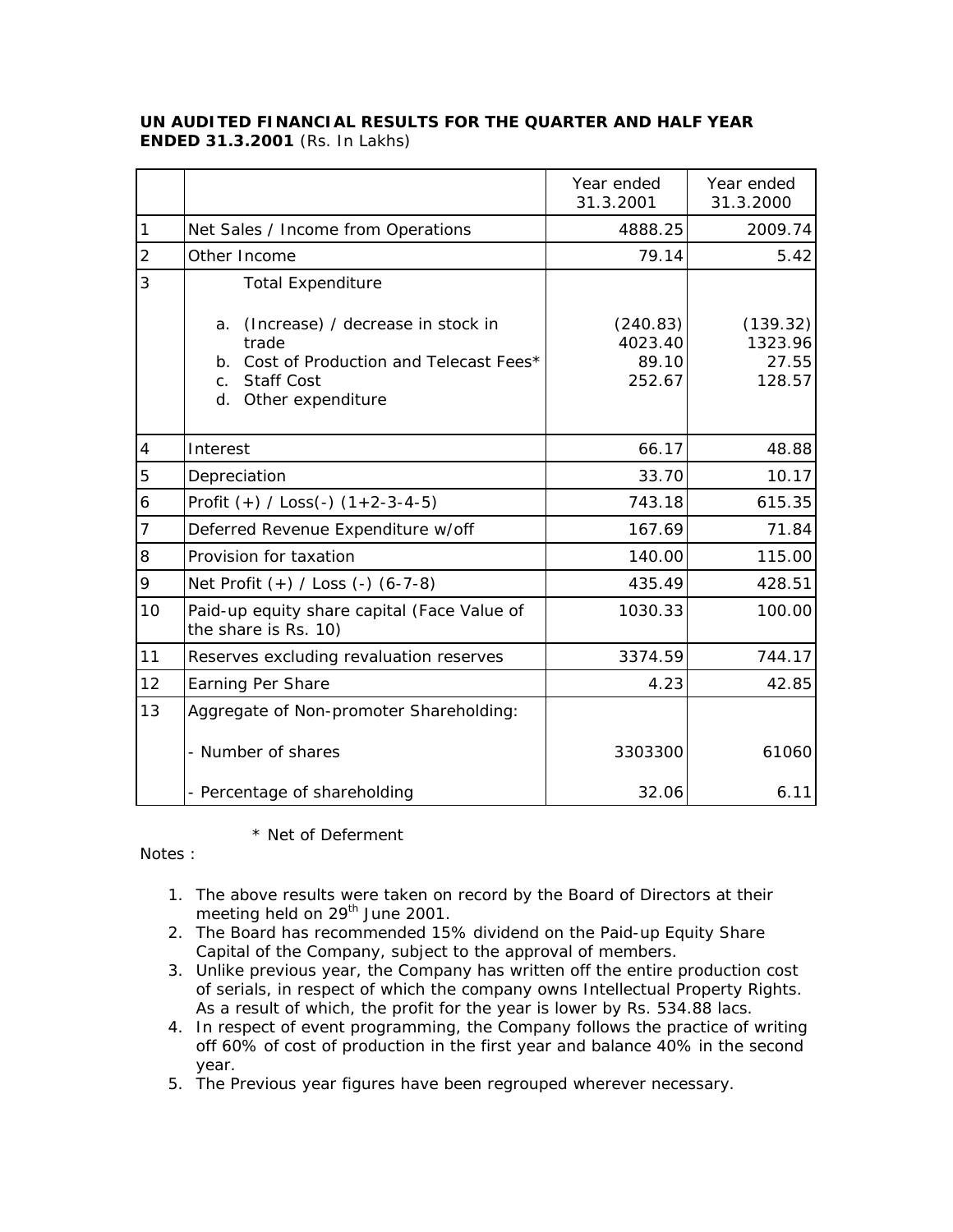**UN AUDITED FINANCIAL RESULTS FOR THE QUARTER AND HALF YEAR ENDED 31.3.2001** (Rs. In Lakhs)

| | | Year ended 31.3.2001 | Year ended 31.3.2000 |
|---|---|---|---|
| 1 | Net Sales / Income from Operations | 4888.25 | 2009.74 |
| 2 | Other Income | 79.14 | 5.42 |
| 3 | Total Expenditure | | |
| | a. (Increase) / decrease in stock in trade | (240.83) | (139.32) |
| | b. Cost of Production and Telecast Fees* | 4023.40 | 1323.96 |
| | c. Staff Cost | 89.10 | 27.55 |
| | d. Other expenditure | 252.67 | 128.57 |
| 4 | Interest | 66.17 | 48.88 |
| 5 | Depreciation | 33.70 | 10.17 |
| 6 | Profit (+) / Loss(-) (1+2-3-4-5) | 743.18 | 615.35 |
| 7 | Deferred Revenue Expenditure w/off | 167.69 | 71.84 |
| 8 | Provision for taxation | 140.00 | 115.00 |
| 9 | Net Profit (+) / Loss (-) (6-7-8) | 435.49 | 428.51 |
| 10 | Paid-up equity share capital (Face Value of the share is Rs. 10) | 1030.33 | 100.00 |
| 11 | Reserves excluding revaluation reserves | 3374.59 | 744.17 |
| 12 | Earning Per Share | 4.23 | 42.85 |
| 13 | Aggregate of Non-promoter Shareholding: | | |
| | - Number of shares | 3303300 | 61060 |
| | - Percentage of shareholding | 32.06 | 6.11 |

\* Net of Deferment

Notes :

1. The above results were taken on record by the Board of Directors at their meeting held on 29th June 2001.
2. The Board has recommended 15% dividend on the Paid-up Equity Share Capital of the Company, subject to the approval of members.
3. Unlike previous year, the Company has written off the entire production cost of serials, in respect of which the company owns Intellectual Property Rights. As a result of which, the profit for the year is lower by Rs. 534.88 lacs.
4. In respect of event programming, the Company follows the practice of writing off 60% of cost of production in the first year and balance 40% in the second year.
5. The Previous year figures have been regrouped wherever necessary.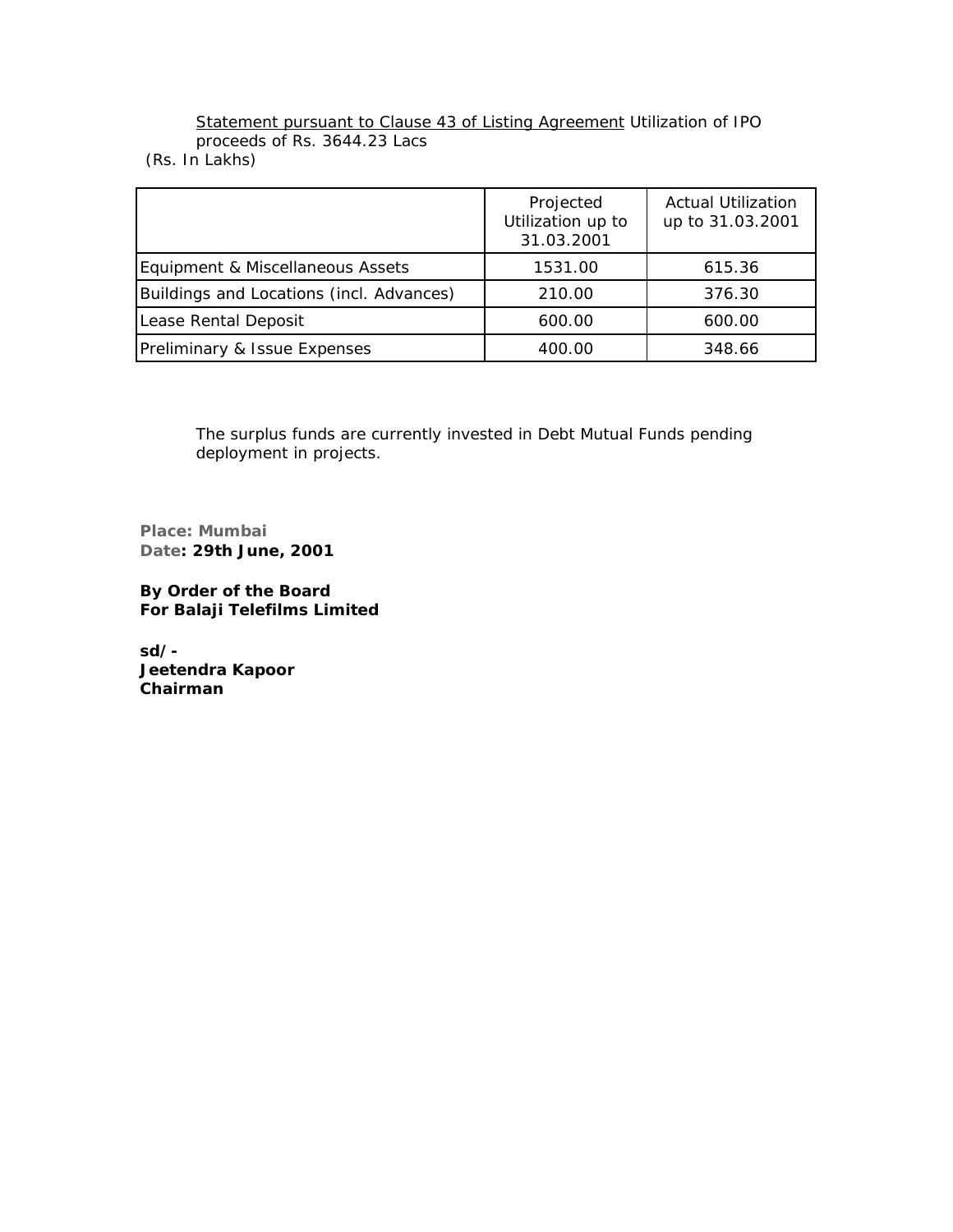Statement pursuant to Clause 43 of Listing Agreement Utilization of IPO proceeds of Rs. 3644.23 Lacs

(Rs. In Lakhs)

| | Projected Utilization up to 31.03.2001 | Actual Utilization up to 31.03.2001 |
|---|---|---|
| Equipment & Miscellaneous Assets | 1531.00 | 615.36 |
| Buildings and Locations (incl. Advances) | 210.00 | 376.30 |
| Lease Rental Deposit | 600.00 | 600.00 |
| Preliminary & Issue Expenses | 400.00 | 348.66 |

The surplus funds are currently invested in Debt Mutual Funds pending deployment in projects.

**Place: Mumbai**
**Date: 29th June, 2001**

**By Order of the Board**
**For Balaji Telefilms Limited**

**sd/-**
**Jeetendra Kapoor**
**Chairman**